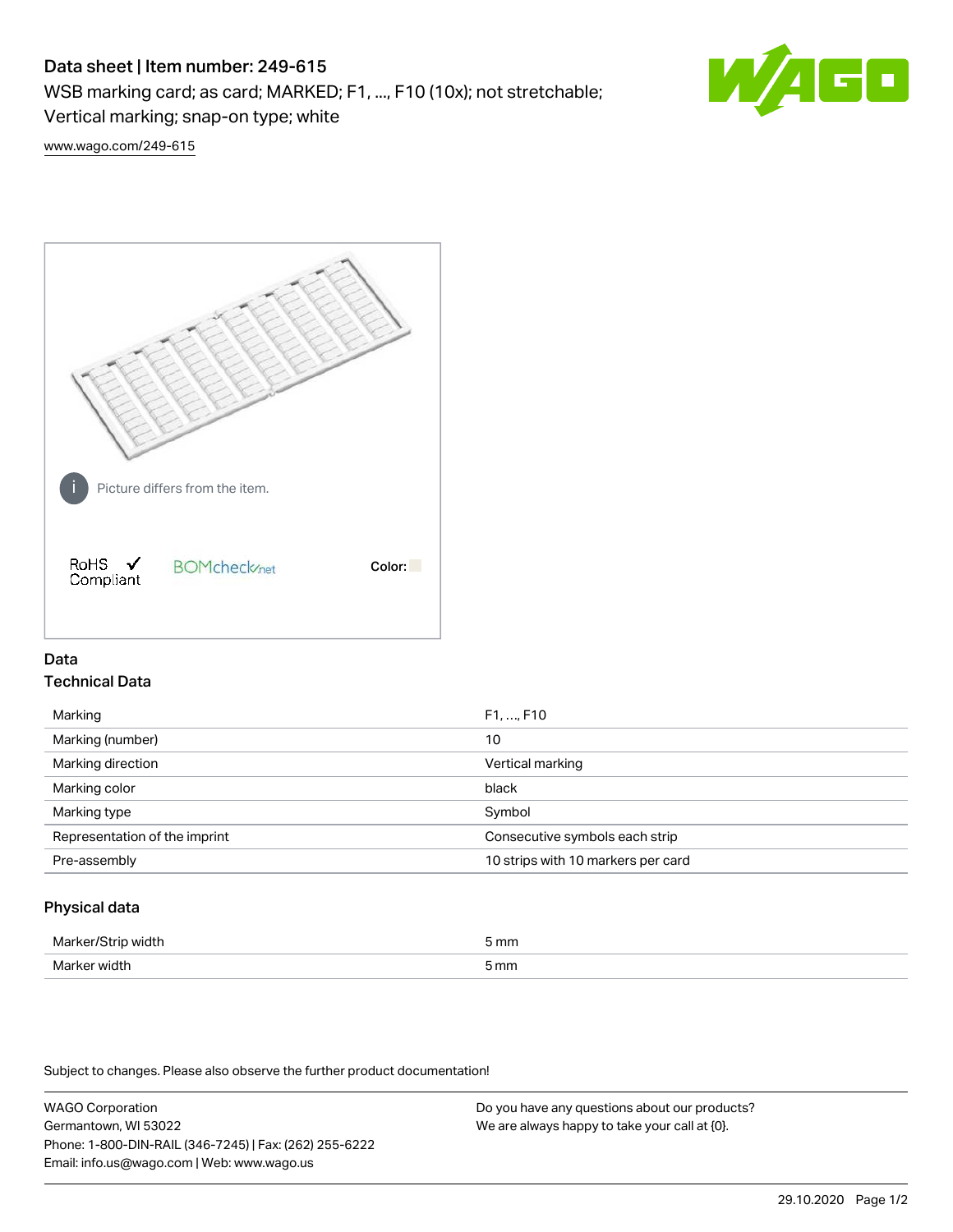# Data sheet | Item number: 249-615

WSB marking card; as card; MARKED; F1, ..., F10 (10x); not stretchable; Vertical marking; snap-on type; white

www.wago.com/249-615

Picture differs from the item.

RoHS Compliant

BOMcheck.net

Color:

## Data

### Technical Data

| | |
|---|---|
| Marking | F1, ..., F10 |
| Marking (number) | 10 |
| Marking direction | Vertical marking |
| Marking color | black |
| Marking type | Symbol |
| Representation of the imprint | Consecutive symbols each strip |
| Pre-assembly | 10 strips with 10 markers per card |

### Physical data

| | |
|---|---|
| Marker/Strip width | 5 mm |
| Marker width | 5 mm |

Subject to changes. Please also observe the further product documentation!

WAGO Corporation
Germantown, WI 53022
Phone: 1-800-DIN-RAIL (346-7245) | Fax: (262) 255-6222
Email: info.us@wago.com | Web: www.wago.us

Do you have any questions about our products?
We are always happy to take your call at {0}.

29.10.2020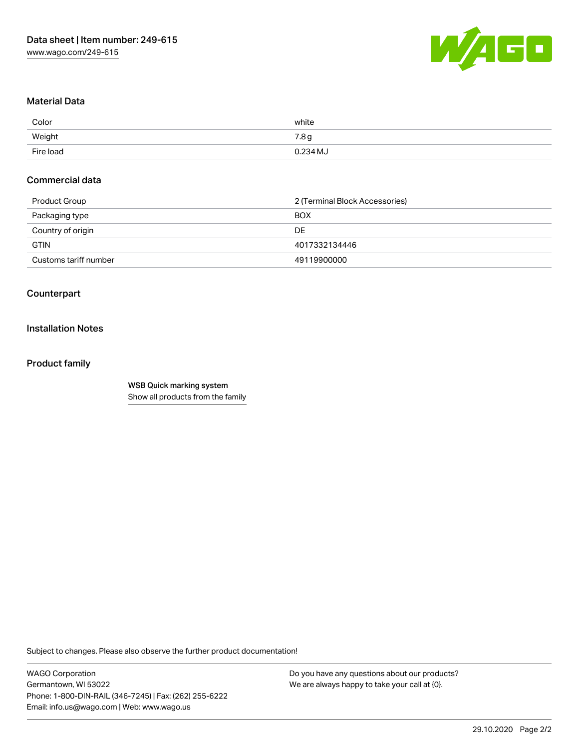## Material Data

| | |
|---|---|
| Color | white |
| Weight | 7.8 g |
| Fire load | 0.234 MJ |

## Commercial data

| | |
|---|---|
| Product Group | 2 (Terminal Block Accessories) |
| Packaging type | BOX |
| Country of origin | DE |
| GTIN | 4017332134446 |
| Customs tariff number | 49119900000 |

## Counterpart

## Installation Notes

## Product family

**WSB Quick marking system**
Show all products from the family

Subject to changes. Please also observe the further product documentation!

WAGO Corporation
Germantown, WI 53022
Phone: 1-800-DIN-RAIL (346-7245) | Fax: (262) 255-6222
Email: info.us@wago.com | Web: www.wago.us

Do you have any questions about our products?
We are always happy to take your call at {0}.